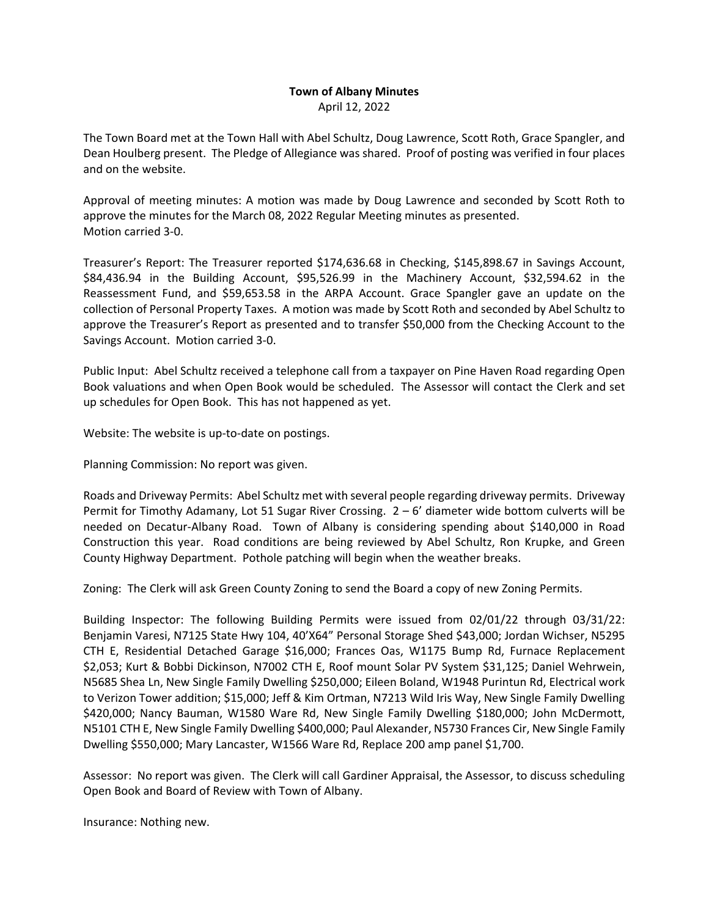**Town of Albany Minutes**
April 12, 2022

The Town Board met at the Town Hall with Abel Schultz, Doug Lawrence, Scott Roth, Grace Spangler, and Dean Houlberg present. The Pledge of Allegiance was shared. Proof of posting was verified in four places and on the website.

Approval of meeting minutes: A motion was made by Doug Lawrence and seconded by Scott Roth to approve the minutes for the March 08, 2022 Regular Meeting minutes as presented.
Motion carried 3-0.

Treasurer's Report: The Treasurer reported $174,636.68 in Checking, $145,898.67 in Savings Account, $84,436.94 in the Building Account, $95,526.99 in the Machinery Account, $32,594.62 in the Reassessment Fund, and $59,653.58 in the ARPA Account. Grace Spangler gave an update on the collection of Personal Property Taxes. A motion was made by Scott Roth and seconded by Abel Schultz to approve the Treasurer's Report as presented and to transfer $50,000 from the Checking Account to the Savings Account. Motion carried 3-0.

Public Input: Abel Schultz received a telephone call from a taxpayer on Pine Haven Road regarding Open Book valuations and when Open Book would be scheduled. The Assessor will contact the Clerk and set up schedules for Open Book. This has not happened as yet.

Website: The website is up-to-date on postings.

Planning Commission: No report was given.

Roads and Driveway Permits: Abel Schultz met with several people regarding driveway permits. Driveway Permit for Timothy Adamany, Lot 51 Sugar River Crossing. 2 – 6' diameter wide bottom culverts will be needed on Decatur-Albany Road. Town of Albany is considering spending about $140,000 in Road Construction this year. Road conditions are being reviewed by Abel Schultz, Ron Krupke, and Green County Highway Department. Pothole patching will begin when the weather breaks.

Zoning: The Clerk will ask Green County Zoning to send the Board a copy of new Zoning Permits.

Building Inspector: The following Building Permits were issued from 02/01/22 through 03/31/22: Benjamin Varesi, N7125 State Hwy 104, 40'X64" Personal Storage Shed $43,000; Jordan Wichser, N5295 CTH E, Residential Detached Garage $16,000; Frances Oas, W1175 Bump Rd, Furnace Replacement $2,053; Kurt & Bobbi Dickinson, N7002 CTH E, Roof mount Solar PV System $31,125; Daniel Wehrwein, N5685 Shea Ln, New Single Family Dwelling $250,000; Eileen Boland, W1948 Purintun Rd, Electrical work to Verizon Tower addition; $15,000; Jeff & Kim Ortman, N7213 Wild Iris Way, New Single Family Dwelling $420,000; Nancy Bauman, W1580 Ware Rd, New Single Family Dwelling $180,000; John McDermott, N5101 CTH E, New Single Family Dwelling $400,000; Paul Alexander, N5730 Frances Cir, New Single Family Dwelling $550,000; Mary Lancaster, W1566 Ware Rd, Replace 200 amp panel $1,700.

Assessor: No report was given. The Clerk will call Gardiner Appraisal, the Assessor, to discuss scheduling Open Book and Board of Review with Town of Albany.

Insurance: Nothing new.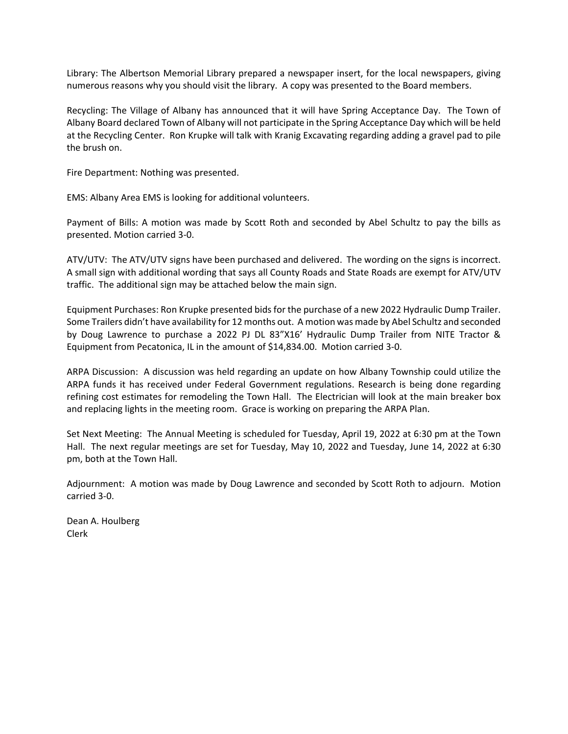Library: The Albertson Memorial Library prepared a newspaper insert, for the local newspapers, giving numerous reasons why you should visit the library. A copy was presented to the Board members.

Recycling: The Village of Albany has announced that it will have Spring Acceptance Day. The Town of Albany Board declared Town of Albany will not participate in the Spring Acceptance Day which will be held at the Recycling Center. Ron Krupke will talk with Kranig Excavating regarding adding a gravel pad to pile the brush on.

Fire Department: Nothing was presented.

EMS: Albany Area EMS is looking for additional volunteers.

Payment of Bills: A motion was made by Scott Roth and seconded by Abel Schultz to pay the bills as presented. Motion carried 3-0.

ATV/UTV: The ATV/UTV signs have been purchased and delivered. The wording on the signs is incorrect. A small sign with additional wording that says all County Roads and State Roads are exempt for ATV/UTV traffic. The additional sign may be attached below the main sign.

Equipment Purchases: Ron Krupke presented bids for the purchase of a new 2022 Hydraulic Dump Trailer. Some Trailers didn't have availability for 12 months out. A motion was made by Abel Schultz and seconded by Doug Lawrence to purchase a 2022 PJ DL 83"X16' Hydraulic Dump Trailer from NITE Tractor & Equipment from Pecatonica, IL in the amount of $14,834.00. Motion carried 3-0.

ARPA Discussion: A discussion was held regarding an update on how Albany Township could utilize the ARPA funds it has received under Federal Government regulations. Research is being done regarding refining cost estimates for remodeling the Town Hall. The Electrician will look at the main breaker box and replacing lights in the meeting room. Grace is working on preparing the ARPA Plan.

Set Next Meeting: The Annual Meeting is scheduled for Tuesday, April 19, 2022 at 6:30 pm at the Town Hall. The next regular meetings are set for Tuesday, May 10, 2022 and Tuesday, June 14, 2022 at 6:30 pm, both at the Town Hall.

Adjournment: A motion was made by Doug Lawrence and seconded by Scott Roth to adjourn. Motion carried 3-0.

Dean A. Houlberg
Clerk